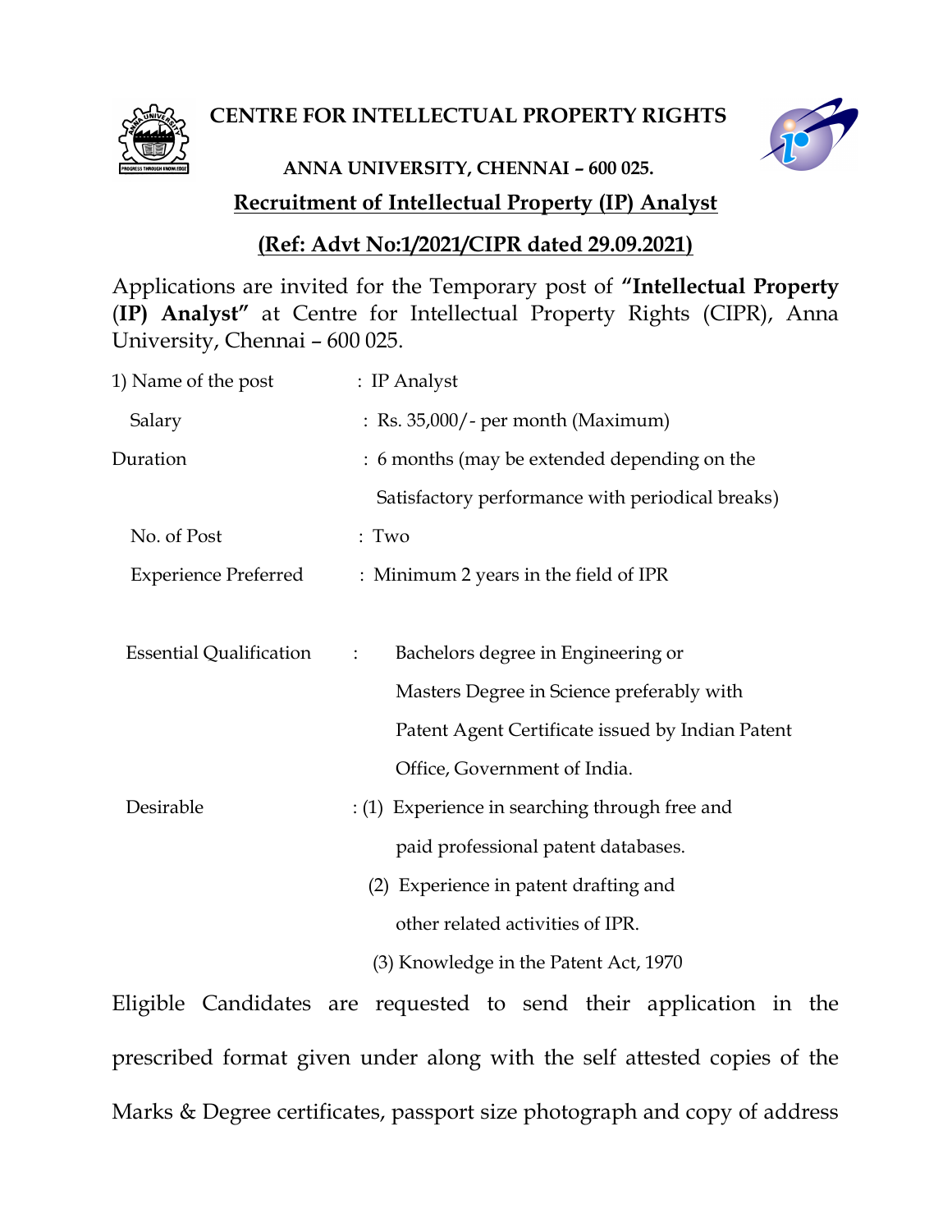# CENTRE FOR INTELLECTUAL PROPERTY RIGHTS

**ANNA UNIVERSITY, CHENNAI – 600 025.**

## Recruitment of Intellectual Property (IP) Analyst

### (Ref: Advt No:1/2021/CIPR dated 29.09.2021)

Applications are invited for the Temporary post of **"Intellectual Property (IP) Analyst"** at Centre for Intellectual Property Rights (CIPR), Anna University, Chennai – 600 025.

1) Name of the post : IP Analyst

Salary : Rs. 35,000/- per month (Maximum)

Duration : 6 months (may be extended depending on the Satisfactory performance with periodical breaks)

No. of Post : Two

Experience Preferred : Minimum 2 years in the field of IPR

Essential Qualification : Bachelors degree in Engineering or Masters Degree in Science preferably with Patent Agent Certificate issued by Indian Patent Office, Government of India.

Desirable :
(1) Experience in searching through free and paid professional patent databases.
(2) Experience in patent drafting and other related activities of IPR.
(3) Knowledge in the Patent Act, 1970

Eligible Candidates are requested to send their application in the prescribed format given under along with the self attested copies of the Marks & Degree certificates, passport size photograph and copy of address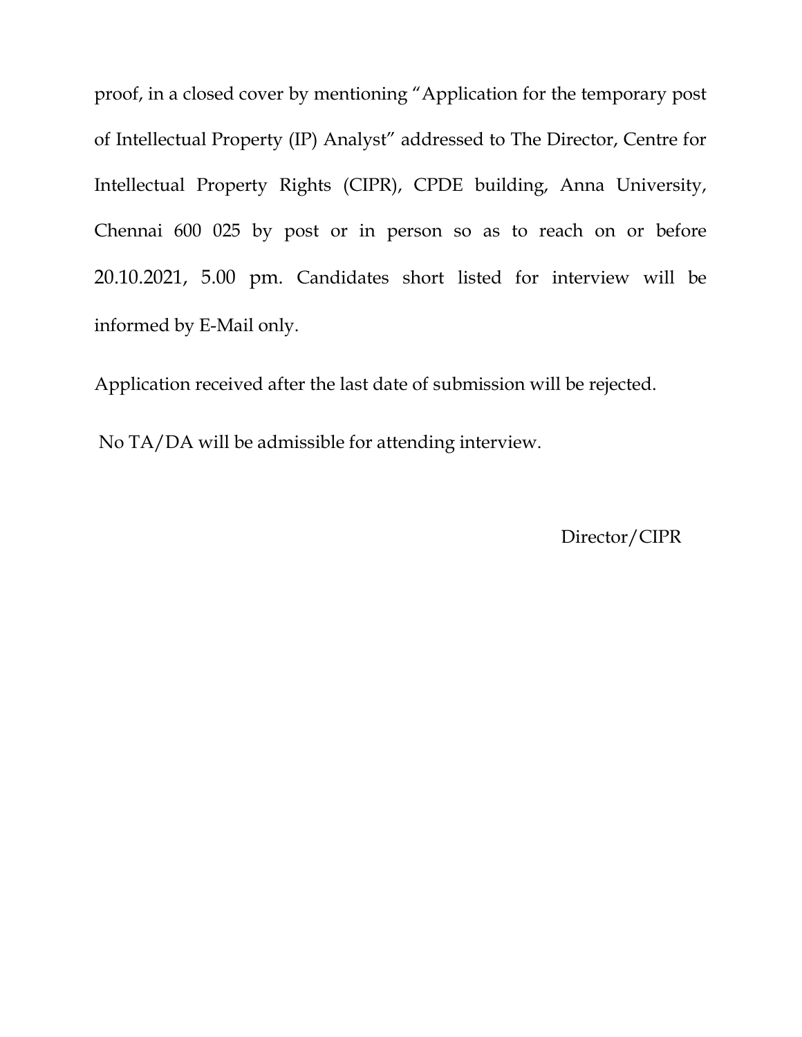proof, in a closed cover by mentioning "Application for the temporary post of Intellectual Property (IP) Analyst" addressed to The Director, Centre for Intellectual Property Rights (CIPR), CPDE building, Anna University, Chennai 600 025 by post or in person so as to reach on or before 20.10.2021, 5.00 pm. Candidates short listed for interview will be informed by E-Mail only.

Application received after the last date of submission will be rejected.

No TA/DA will be admissible for attending interview.

Director/CIPR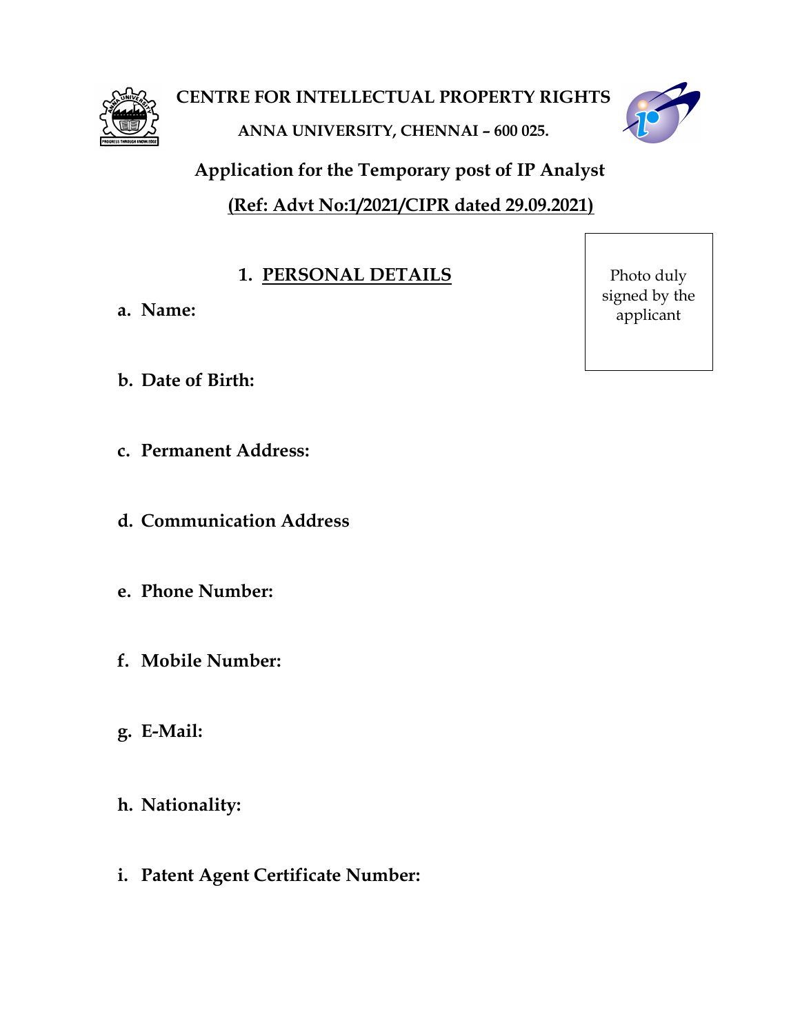# CENTRE FOR INTELLECTUAL PROPERTY RIGHTS

**ANNA UNIVERSITY, CHENNAI – 600 025.**

## Application for the Temporary post of IP Analyst

**(Ref: Advt No:1/2021/CIPR dated 29.09.2021)**

Photo duly signed by the applicant

### 1. PERSONAL DETAILS

a. **Name:**

b. **Date of Birth:**

c. **Permanent Address:**

d. **Communication Address**

e. **Phone Number:**

f. **Mobile Number:**

g. **E-Mail:**

h. **Nationality:**

i. **Patent Agent Certificate Number:**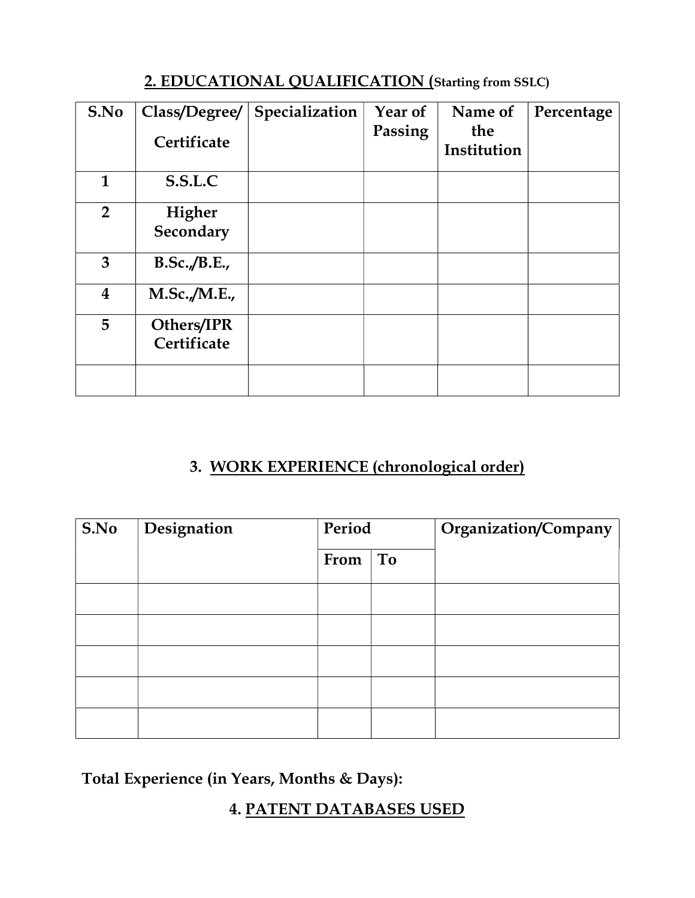## 2. EDUCATIONAL QUALIFICATION (Starting from SSLC)

| S.No | Class/Degree/ Certificate | Specialization | Year of Passing | Name of the Institution | Percentage |
|---|---|---|---|---|---|
| 1 | S.S.L.C | | | | |
| 2 | Higher Secondary | | | | |
| 3 | B.Sc.,/B.E., | | | | |
| 4 | M.Sc.,/M.E., | | | | |
| 5 | Others/IPR Certificate | | | | |
| | | | | | |

## 3. WORK EXPERIENCE (chronological order)

| S.No | Designation | Period | | Organization/Company |
|---|---|---|---|---|
| | | From | To | |
| | | | | |
| | | | | |
| | | | | |
| | | | | |
| | | | | |

**Total Experience (in Years, Months & Days):**

## 4. PATENT DATABASES USED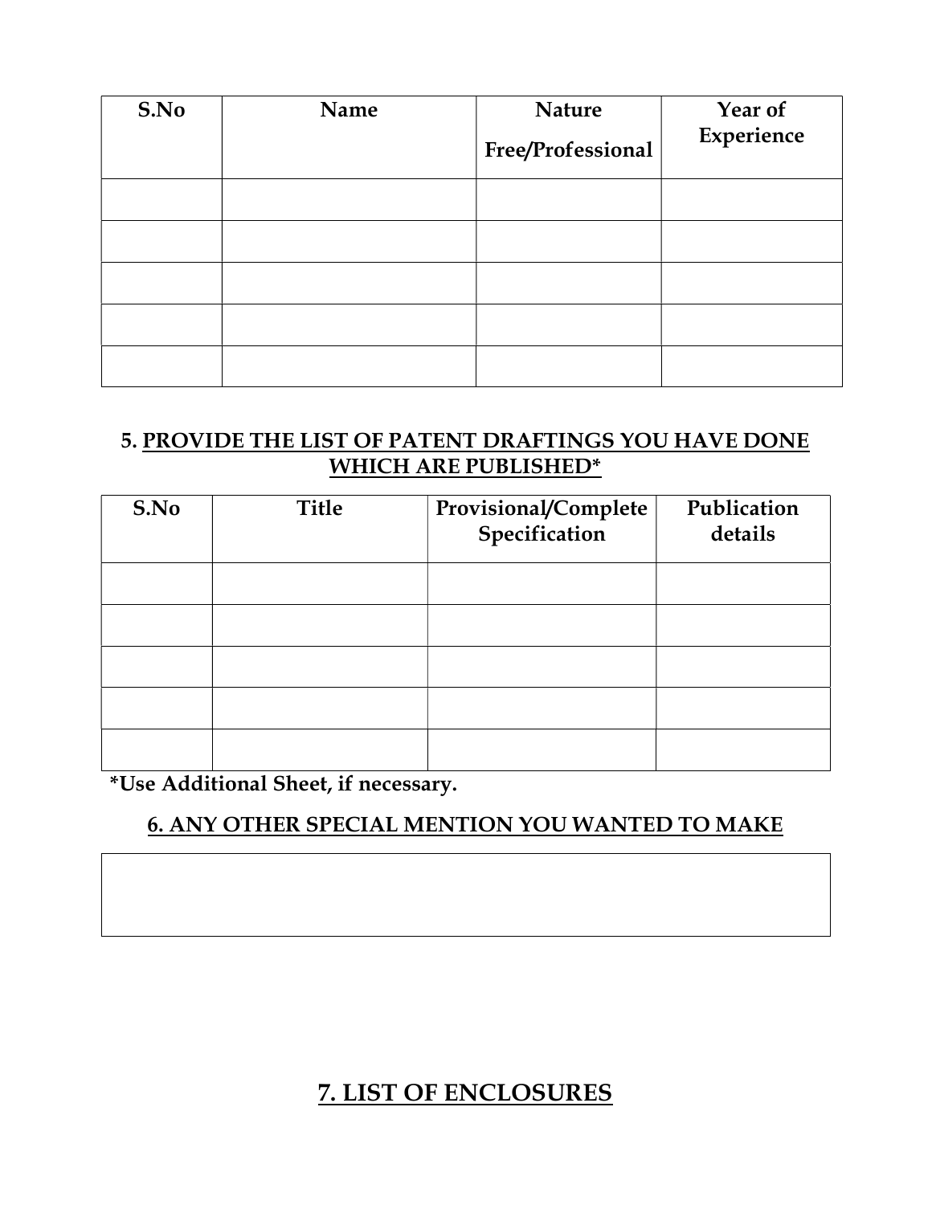| S.No | Name | Nature<br>Free/Professional | Year of Experience |
|---|---|---|---|
| | | | |
| | | | |
| | | | |
| | | | |
| | | | |

### 5. PROVIDE THE LIST OF PATENT DRAFTINGS YOU HAVE DONE WHICH ARE PUBLISHED*

| S.No | Title | Provisional/Complete Specification | Publication details |
|---|---|---|---|
| | | | |
| | | | |
| | | | |
| | | | |
| | | | |

**\*Use Additional Sheet, if necessary.**

### 6. ANY OTHER SPECIAL MENTION YOU WANTED TO MAKE

| |
|---|
| |

## 7. LIST OF ENCLOSURES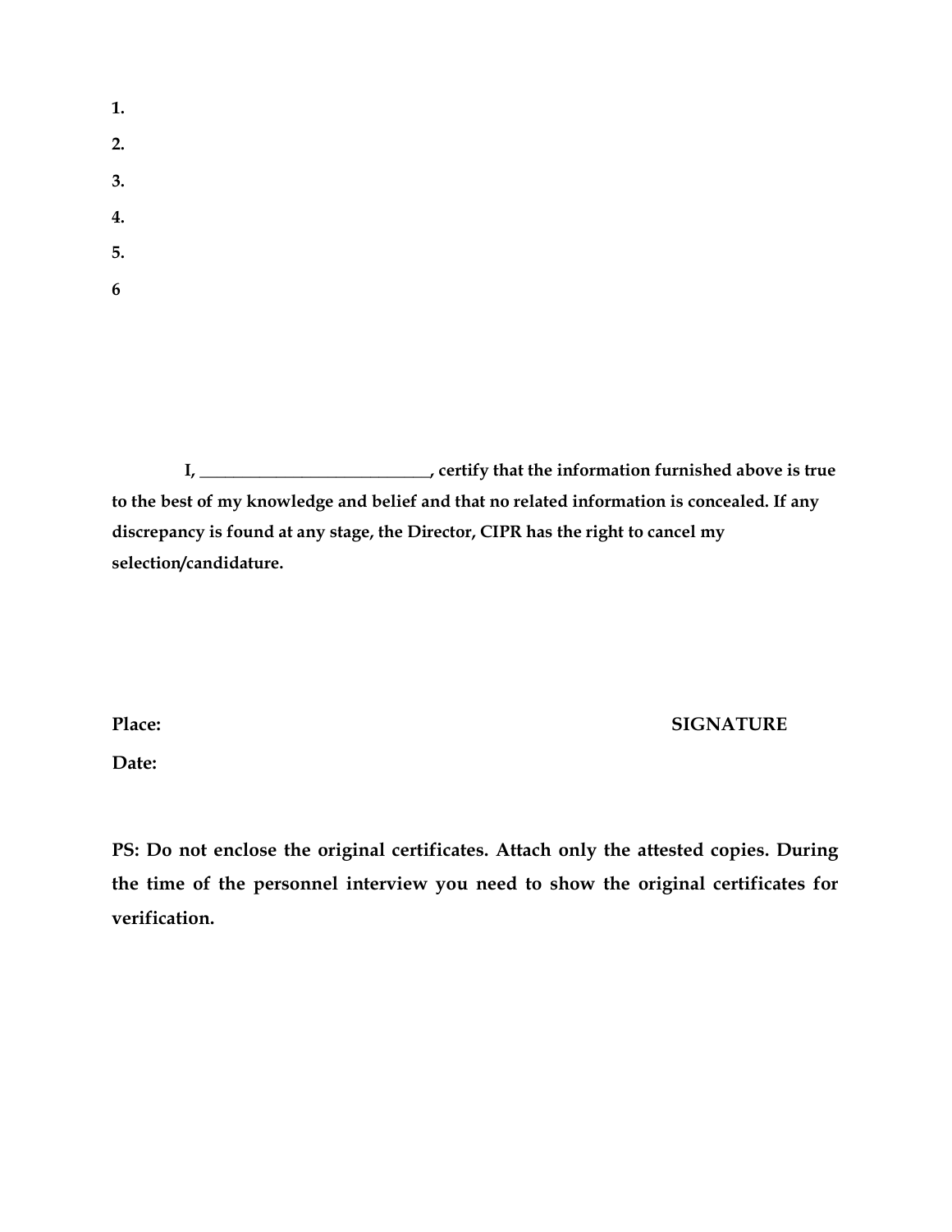**1.**

**2.**

**3.**

**4.**

**5.**

**6**

**I, ___________________________, certify that the information furnished above is true to the best of my knowledge and belief and that no related information is concealed. If any discrepancy is found at any stage, the Director, CIPR has the right to cancel my selection/candidature.**

**Place:** **SIGNATURE**

**Date:**

**PS: Do not enclose the original certificates. Attach only the attested copies. During the time of the personnel interview you need to show the original certificates for verification.**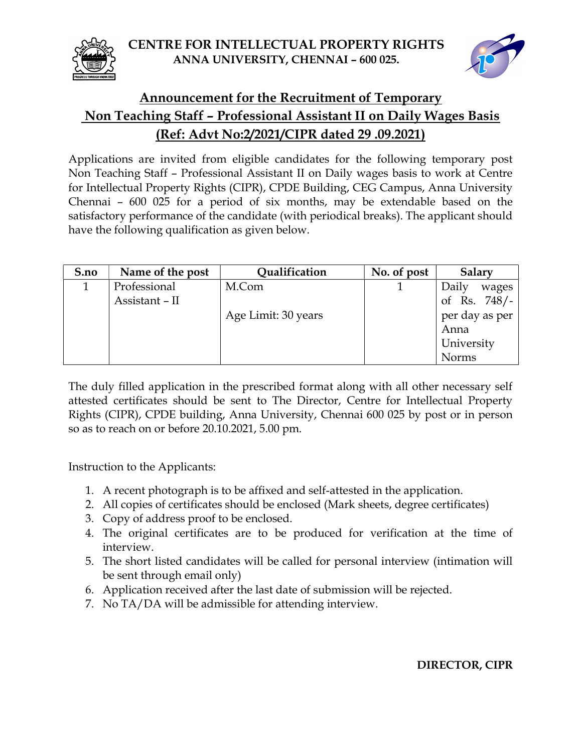# CENTRE FOR INTELLECTUAL PROPERTY RIGHTS
**ANNA UNIVERSITY, CHENNAI – 600 025.**

## Announcement for the Recruitment of Temporary Non Teaching Staff – Professional Assistant II on Daily Wages Basis (Ref: Advt No:2/2021/CIPR dated 29 .09.2021)

Applications are invited from eligible candidates for the following temporary post Non Teaching Staff – Professional Assistant II on Daily wages basis to work at Centre for Intellectual Property Rights (CIPR), CPDE Building, CEG Campus, Anna University Chennai – 600 025 for a period of six months, may be extendable based on the satisfactory performance of the candidate (with periodical breaks). The applicant should have the following qualification as given below.

| S.no | Name of the post | Qualification | No. of post | Salary |
|---|---|---|---|---|
| 1 | Professional Assistant – II | M.Com<br><br>Age Limit: 30 years | 1 | Daily wages of Rs. 748/- per day as per Anna University Norms |

The duly filled application in the prescribed format along with all other necessary self attested certificates should be sent to The Director, Centre for Intellectual Property Rights (CIPR), CPDE building, Anna University, Chennai 600 025 by post or in person so as to reach on or before 20.10.2021, 5.00 pm.

Instruction to the Applicants:

1. A recent photograph is to be affixed and self-attested in the application.
2. All copies of certificates should be enclosed (Mark sheets, degree certificates)
3. Copy of address proof to be enclosed.
4. The original certificates are to be produced for verification at the time of interview.
5. The short listed candidates will be called for personal interview (intimation will be sent through email only)
6. Application received after the last date of submission will be rejected.
7. No TA/DA will be admissible for attending interview.

**DIRECTOR, CIPR**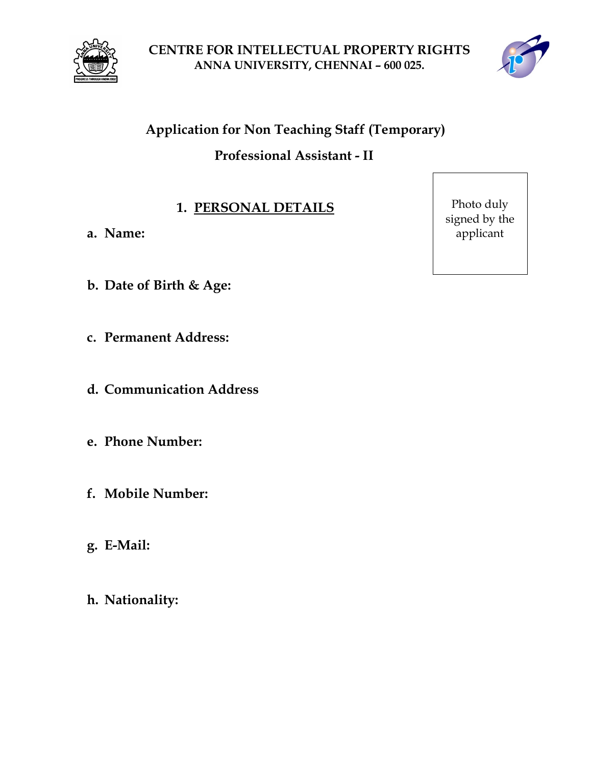**CENTRE FOR INTELLECTUAL PROPERTY RIGHTS**
**ANNA UNIVERSITY, CHENNAI – 600 025.**

## Application for Non Teaching Staff (Temporary)

## Professional Assistant - II

Photo duly signed by the applicant

### 1. PERSONAL DETAILS

**a. Name:**

**b. Date of Birth & Age:**

**c. Permanent Address:**

**d. Communication Address**

**e. Phone Number:**

**f. Mobile Number:**

**g. E-Mail:**

**h. Nationality:**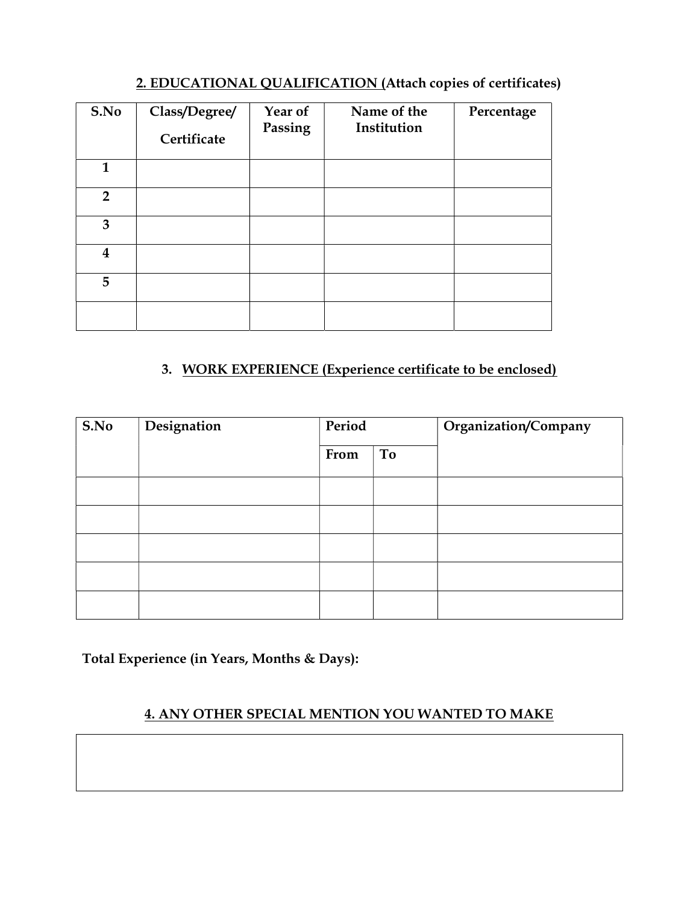## 2. EDUCATIONAL QUALIFICATION (Attach copies of certificates)

| S.No | Class/Degree/ Certificate | Year of Passing | Name of the Institution | Percentage |
|---|---|---|---|---|
| 1 | | | | |
| 2 | | | | |
| 3 | | | | |
| 4 | | | | |
| 5 | | | | |
| | | | | |

## 3. WORK EXPERIENCE (Experience certificate to be enclosed)

| S.No | Designation | Period | | Organization/Company |
|---|---|---|---|---|
| | | From | To | |
| | | | | |
| | | | | |
| | | | | |
| | | | | |
| | | | | |

**Total Experience (in Years, Months & Days):**

## 4. ANY OTHER SPECIAL MENTION YOU WANTED TO MAKE

| |
|---|
| |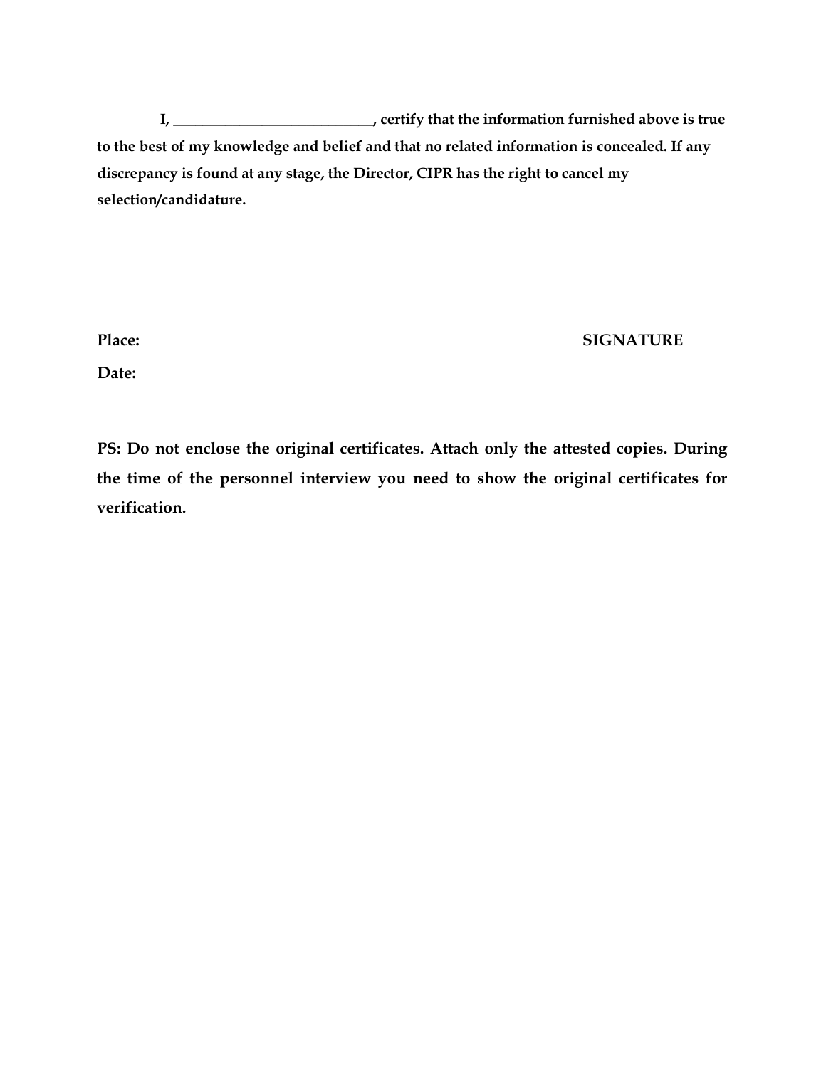**I, ___________________________, certify that the information furnished above is true to the best of my knowledge and belief and that no related information is concealed. If any discrepancy is found at any stage, the Director, CIPR has the right to cancel my selection/candidature.**

**Place:** **SIGNATURE**

**Date:**

**PS: Do not enclose the original certificates. Attach only the attested copies. During the time of the personnel interview you need to show the original certificates for verification.**